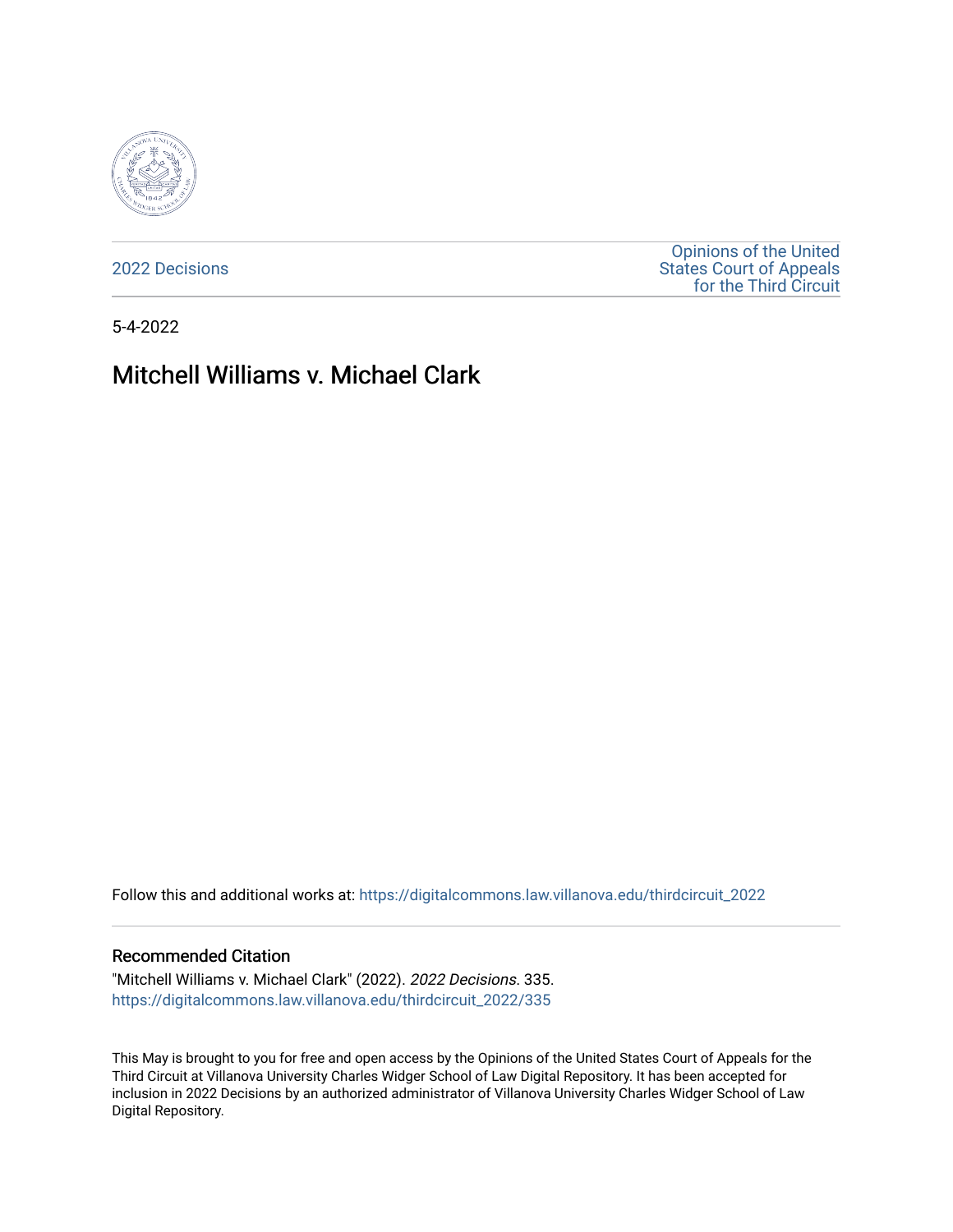2022 Decisions

Opinions of the United States Court of Appeals for the Third Circuit

5-4-2022

# Mitchell Williams v. Michael Clark

Follow this and additional works at: https://digitalcommons.law.villanova.edu/thirdcircuit_2022

## Recommended Citation

"Mitchell Williams v. Michael Clark" (2022). *2022 Decisions*. 335.
https://digitalcommons.law.villanova.edu/thirdcircuit_2022/335

This May is brought to you for free and open access by the Opinions of the United States Court of Appeals for the Third Circuit at Villanova University Charles Widger School of Law Digital Repository. It has been accepted for inclusion in 2022 Decisions by an authorized administrator of Villanova University Charles Widger School of Law Digital Repository.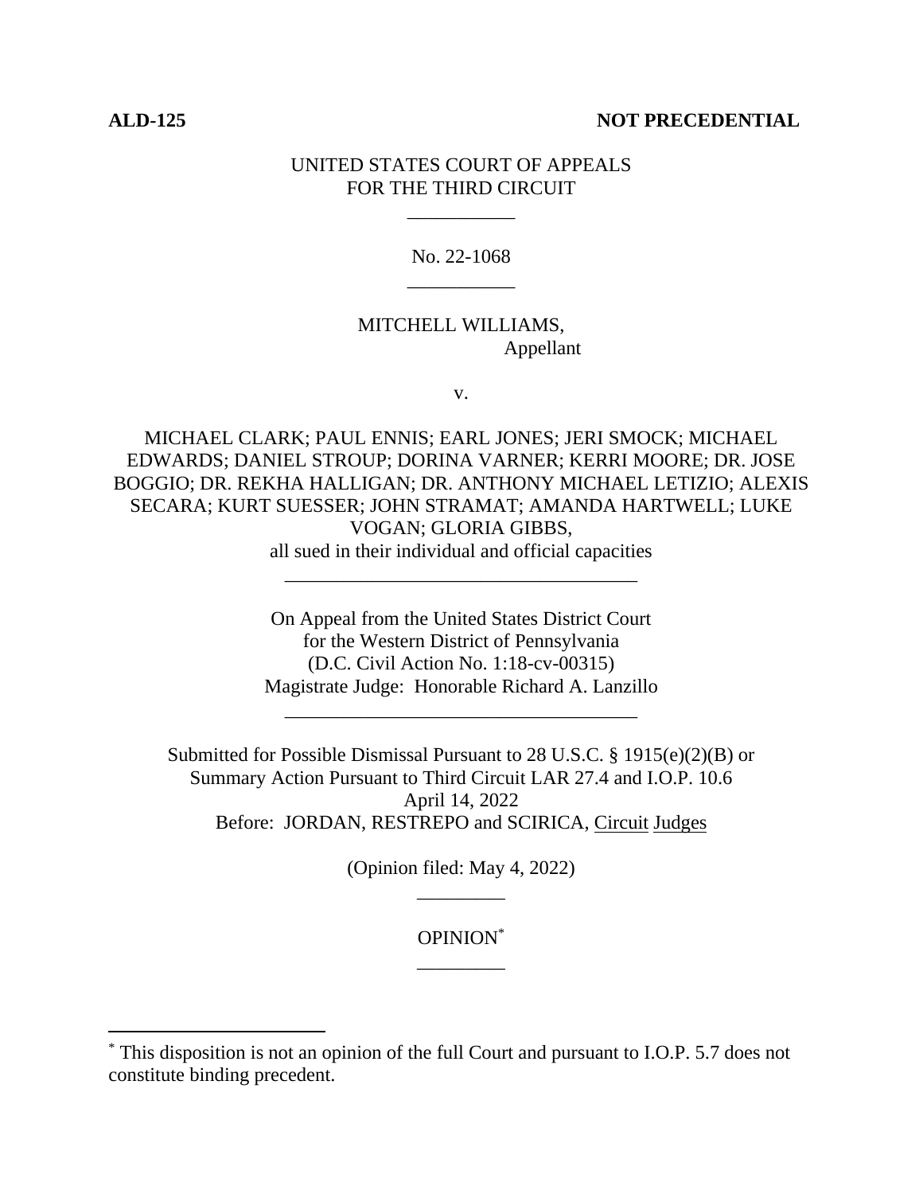**ALD-125** **NOT PRECEDENTIAL**

UNITED STATES COURT OF APPEALS
FOR THE THIRD CIRCUIT

\_\_\_\_\_\_\_\_\_\_\_

No. 22-1068

\_\_\_\_\_\_\_\_\_\_\_

MITCHELL WILLIAMS,
Appellant

v.

MICHAEL CLARK; PAUL ENNIS; EARL JONES; JERI SMOCK; MICHAEL EDWARDS; DANIEL STROUP; DORINA VARNER; KERRI MOORE; DR. JOSE BOGGIO; DR. REKHA HALLIGAN; DR. ANTHONY MICHAEL LETIZIO; ALEXIS SECARA; KURT SUESSER; JOHN STRAMAT; AMANDA HARTWELL; LUKE VOGAN; GLORIA GIBBS,
all sued in their individual and official capacities

\_\_\_\_\_\_\_\_\_\_\_\_\_\_\_\_\_\_\_\_\_\_\_\_\_\_\_\_\_\_\_\_\_\_\_\_

On Appeal from the United States District Court
for the Western District of Pennsylvania
(D.C. Civil Action No. 1:18-cv-00315)
Magistrate Judge: Honorable Richard A. Lanzillo

\_\_\_\_\_\_\_\_\_\_\_\_\_\_\_\_\_\_\_\_\_\_\_\_\_\_\_\_\_\_\_\_\_\_\_\_

Submitted for Possible Dismissal Pursuant to 28 U.S.C. § 1915(e)(2)(B) or
Summary Action Pursuant to Third Circuit LAR 27.4 and I.O.P. 10.6
April 14, 2022
Before: JORDAN, RESTREPO and SCIRICA, Circuit Judges

(Opinion filed: May 4, 2022)

\_\_\_\_\_\_\_\_\_

OPINION[*]

\_\_\_\_\_\_\_\_\_

[*] This disposition is not an opinion of the full Court and pursuant to I.O.P. 5.7 does not constitute binding precedent.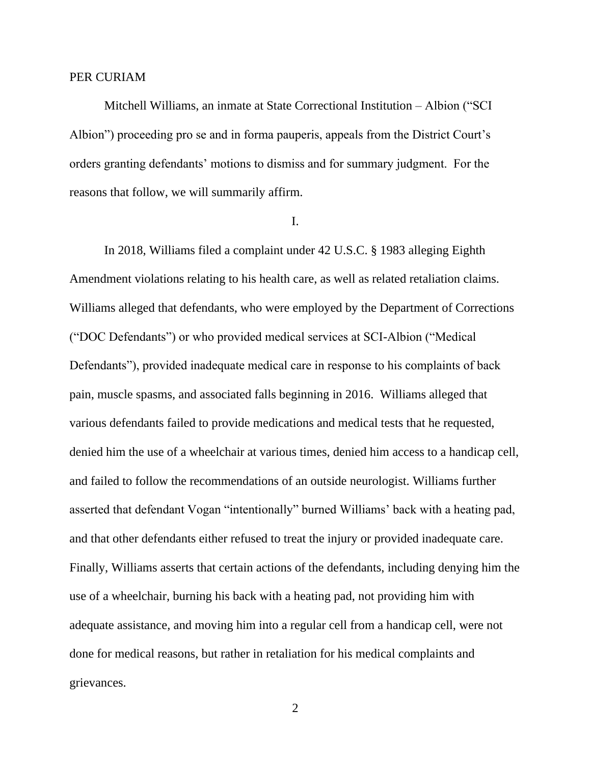PER CURIAM

Mitchell Williams, an inmate at State Correctional Institution – Albion ("SCI Albion") proceeding pro se and in forma pauperis, appeals from the District Court's orders granting defendants' motions to dismiss and for summary judgment. For the reasons that follow, we will summarily affirm.

I.

In 2018, Williams filed a complaint under 42 U.S.C. § 1983 alleging Eighth Amendment violations relating to his health care, as well as related retaliation claims. Williams alleged that defendants, who were employed by the Department of Corrections ("DOC Defendants") or who provided medical services at SCI-Albion ("Medical Defendants"), provided inadequate medical care in response to his complaints of back pain, muscle spasms, and associated falls beginning in 2016. Williams alleged that various defendants failed to provide medications and medical tests that he requested, denied him the use of a wheelchair at various times, denied him access to a handicap cell, and failed to follow the recommendations of an outside neurologist. Williams further asserted that defendant Vogan "intentionally" burned Williams' back with a heating pad, and that other defendants either refused to treat the injury or provided inadequate care. Finally, Williams asserts that certain actions of the defendants, including denying him the use of a wheelchair, burning his back with a heating pad, not providing him with adequate assistance, and moving him into a regular cell from a handicap cell, were not done for medical reasons, but rather in retaliation for his medical complaints and grievances.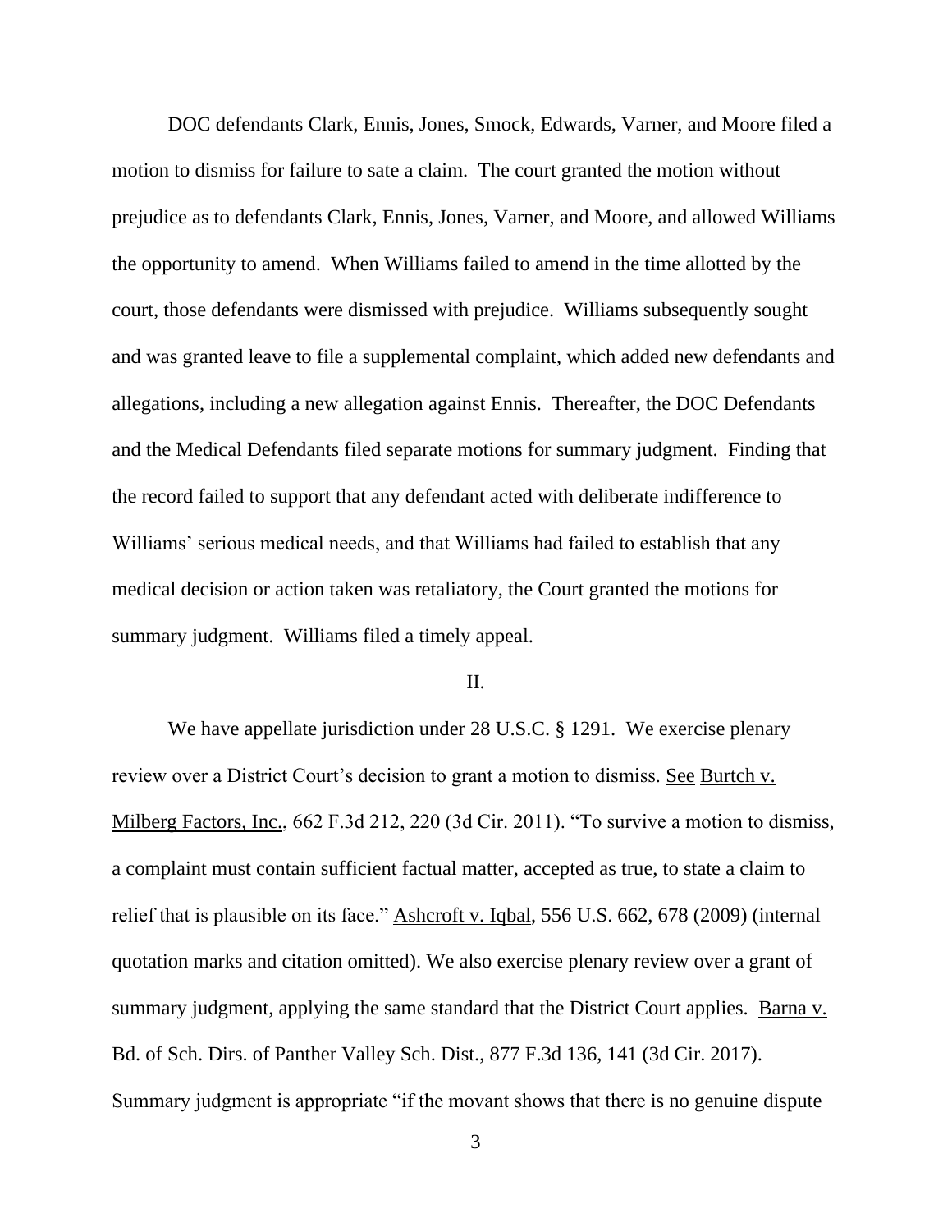DOC defendants Clark, Ennis, Jones, Smock, Edwards, Varner, and Moore filed a motion to dismiss for failure to sate a claim. The court granted the motion without prejudice as to defendants Clark, Ennis, Jones, Varner, and Moore, and allowed Williams the opportunity to amend. When Williams failed to amend in the time allotted by the court, those defendants were dismissed with prejudice. Williams subsequently sought and was granted leave to file a supplemental complaint, which added new defendants and allegations, including a new allegation against Ennis. Thereafter, the DOC Defendants and the Medical Defendants filed separate motions for summary judgment. Finding that the record failed to support that any defendant acted with deliberate indifference to Williams' serious medical needs, and that Williams had failed to establish that any medical decision or action taken was retaliatory, the Court granted the motions for summary judgment. Williams filed a timely appeal.

II.

We have appellate jurisdiction under 28 U.S.C. § 1291. We exercise plenary review over a District Court's decision to grant a motion to dismiss. See Burtch v. Milberg Factors, Inc., 662 F.3d 212, 220 (3d Cir. 2011). "To survive a motion to dismiss, a complaint must contain sufficient factual matter, accepted as true, to state a claim to relief that is plausible on its face." Ashcroft v. Iqbal, 556 U.S. 662, 678 (2009) (internal quotation marks and citation omitted). We also exercise plenary review over a grant of summary judgment, applying the same standard that the District Court applies. Barna v. Bd. of Sch. Dirs. of Panther Valley Sch. Dist., 877 F.3d 136, 141 (3d Cir. 2017). Summary judgment is appropriate "if the movant shows that there is no genuine dispute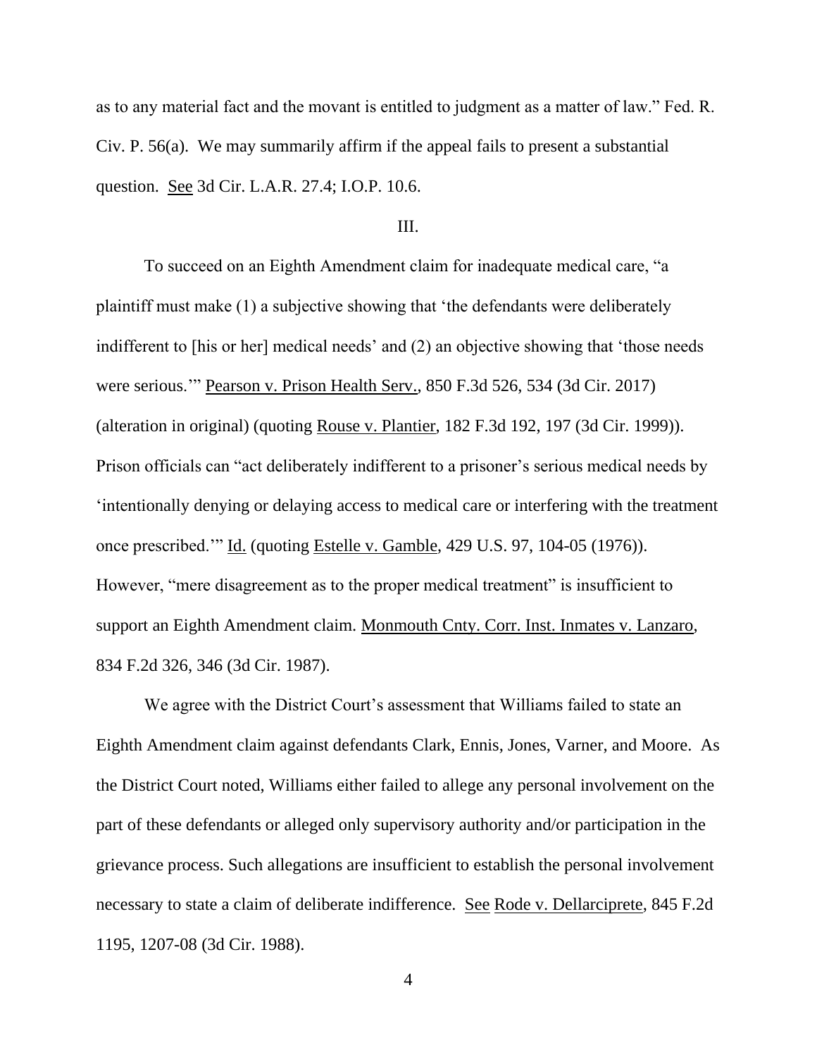as to any material fact and the movant is entitled to judgment as a matter of law." Fed. R. Civ. P. 56(a). We may summarily affirm if the appeal fails to present a substantial question. See 3d Cir. L.A.R. 27.4; I.O.P. 10.6.

III.

To succeed on an Eighth Amendment claim for inadequate medical care, "a plaintiff must make (1) a subjective showing that 'the defendants were deliberately indifferent to [his or her] medical needs' and (2) an objective showing that 'those needs were serious.'" Pearson v. Prison Health Serv., 850 F.3d 526, 534 (3d Cir. 2017) (alteration in original) (quoting Rouse v. Plantier, 182 F.3d 192, 197 (3d Cir. 1999)). Prison officials can "act deliberately indifferent to a prisoner's serious medical needs by 'intentionally denying or delaying access to medical care or interfering with the treatment once prescribed.'" Id. (quoting Estelle v. Gamble, 429 U.S. 97, 104-05 (1976)). However, "mere disagreement as to the proper medical treatment" is insufficient to support an Eighth Amendment claim. Monmouth Cnty. Corr. Inst. Inmates v. Lanzaro, 834 F.2d 326, 346 (3d Cir. 1987).

We agree with the District Court's assessment that Williams failed to state an Eighth Amendment claim against defendants Clark, Ennis, Jones, Varner, and Moore. As the District Court noted, Williams either failed to allege any personal involvement on the part of these defendants or alleged only supervisory authority and/or participation in the grievance process. Such allegations are insufficient to establish the personal involvement necessary to state a claim of deliberate indifference. See Rode v. Dellarciprete, 845 F.2d 1195, 1207-08 (3d Cir. 1988).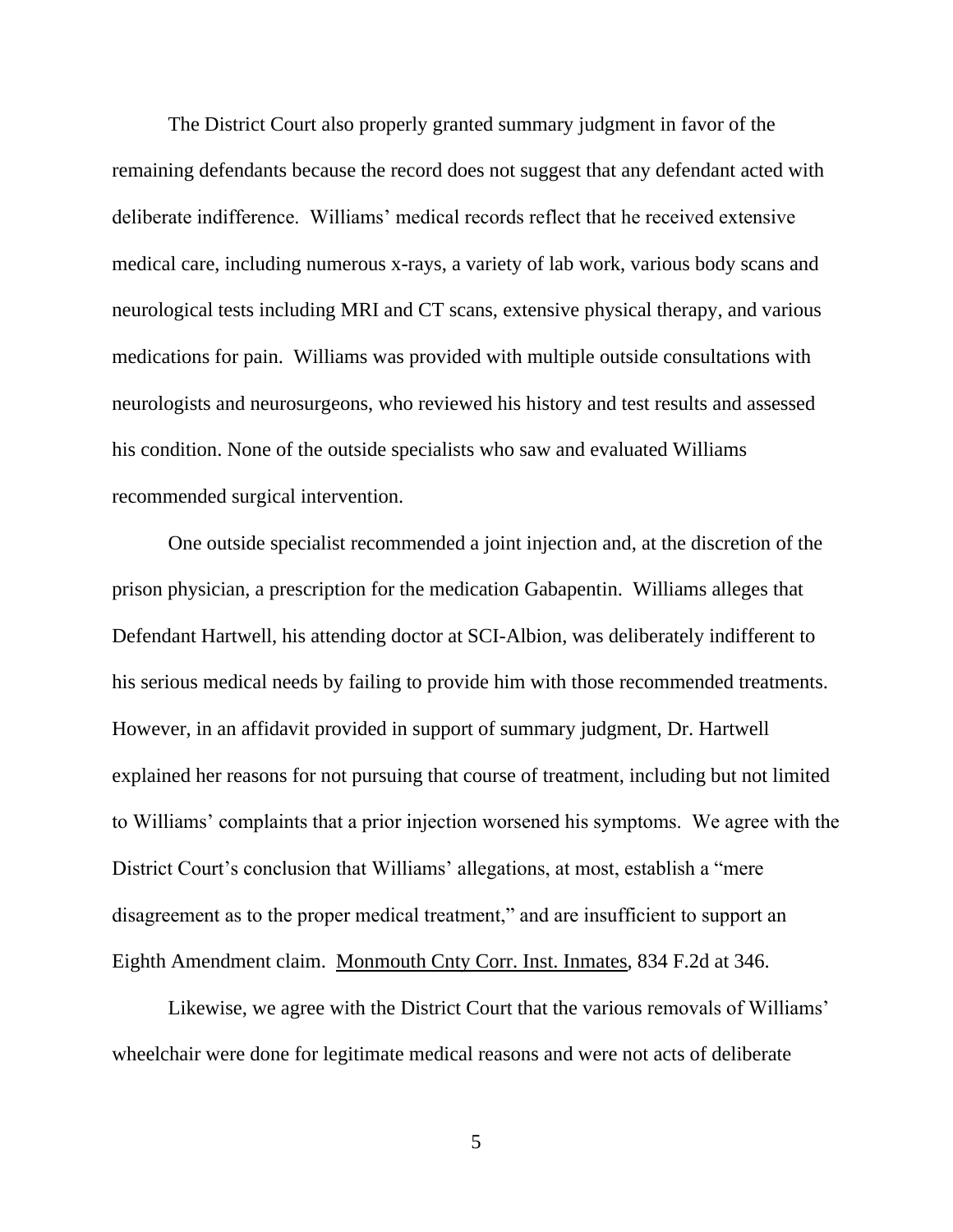The District Court also properly granted summary judgment in favor of the remaining defendants because the record does not suggest that any defendant acted with deliberate indifference. Williams' medical records reflect that he received extensive medical care, including numerous x-rays, a variety of lab work, various body scans and neurological tests including MRI and CT scans, extensive physical therapy, and various medications for pain. Williams was provided with multiple outside consultations with neurologists and neurosurgeons, who reviewed his history and test results and assessed his condition. None of the outside specialists who saw and evaluated Williams recommended surgical intervention.

One outside specialist recommended a joint injection and, at the discretion of the prison physician, a prescription for the medication Gabapentin. Williams alleges that Defendant Hartwell, his attending doctor at SCI-Albion, was deliberately indifferent to his serious medical needs by failing to provide him with those recommended treatments. However, in an affidavit provided in support of summary judgment, Dr. Hartwell explained her reasons for not pursuing that course of treatment, including but not limited to Williams' complaints that a prior injection worsened his symptoms. We agree with the District Court's conclusion that Williams' allegations, at most, establish a "mere disagreement as to the proper medical treatment," and are insufficient to support an Eighth Amendment claim. Monmouth Cnty Corr. Inst. Inmates, 834 F.2d at 346.

Likewise, we agree with the District Court that the various removals of Williams' wheelchair were done for legitimate medical reasons and were not acts of deliberate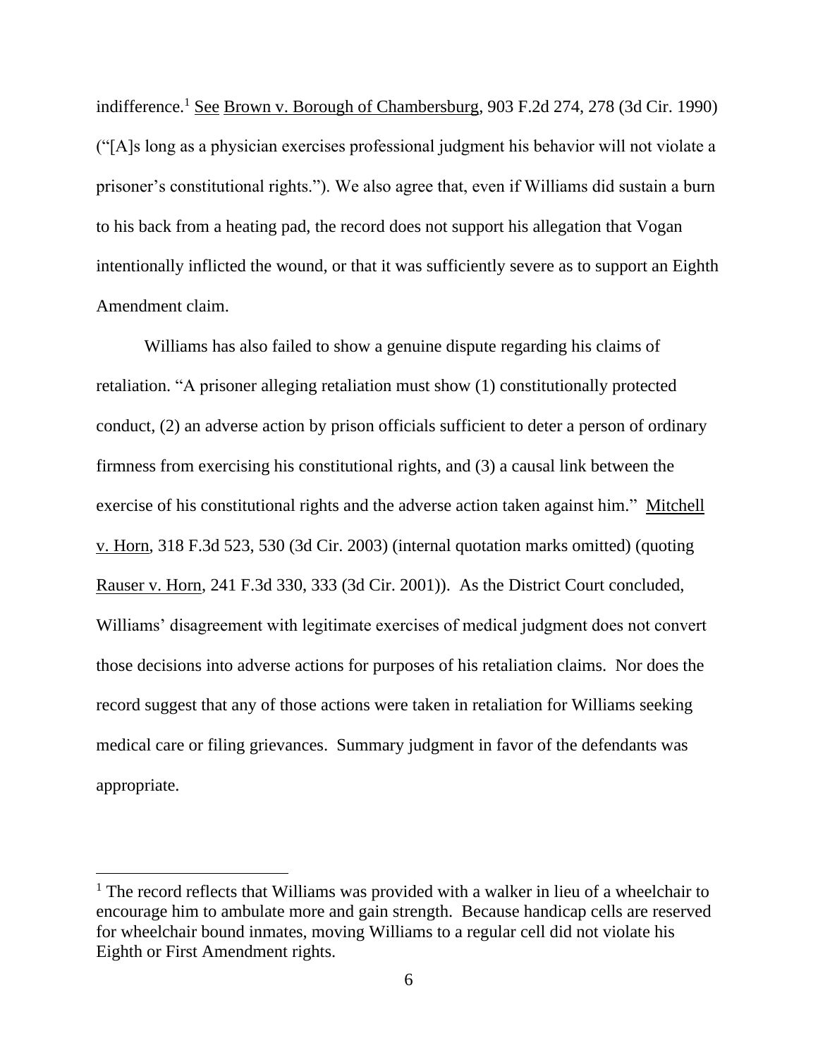indifference.[1] See Brown v. Borough of Chambersburg, 903 F.2d 274, 278 (3d Cir. 1990) ("[A]s long as a physician exercises professional judgment his behavior will not violate a prisoner's constitutional rights."). We also agree that, even if Williams did sustain a burn to his back from a heating pad, the record does not support his allegation that Vogan intentionally inflicted the wound, or that it was sufficiently severe as to support an Eighth Amendment claim.

Williams has also failed to show a genuine dispute regarding his claims of retaliation. "A prisoner alleging retaliation must show (1) constitutionally protected conduct, (2) an adverse action by prison officials sufficient to deter a person of ordinary firmness from exercising his constitutional rights, and (3) a causal link between the exercise of his constitutional rights and the adverse action taken against him." Mitchell v. Horn, 318 F.3d 523, 530 (3d Cir. 2003) (internal quotation marks omitted) (quoting Rauser v. Horn, 241 F.3d 330, 333 (3d Cir. 2001)). As the District Court concluded, Williams' disagreement with legitimate exercises of medical judgment does not convert those decisions into adverse actions for purposes of his retaliation claims. Nor does the record suggest that any of those actions were taken in retaliation for Williams seeking medical care or filing grievances. Summary judgment in favor of the defendants was appropriate.

---

[1] The record reflects that Williams was provided with a walker in lieu of a wheelchair to encourage him to ambulate more and gain strength. Because handicap cells are reserved for wheelchair bound inmates, moving Williams to a regular cell did not violate his Eighth or First Amendment rights.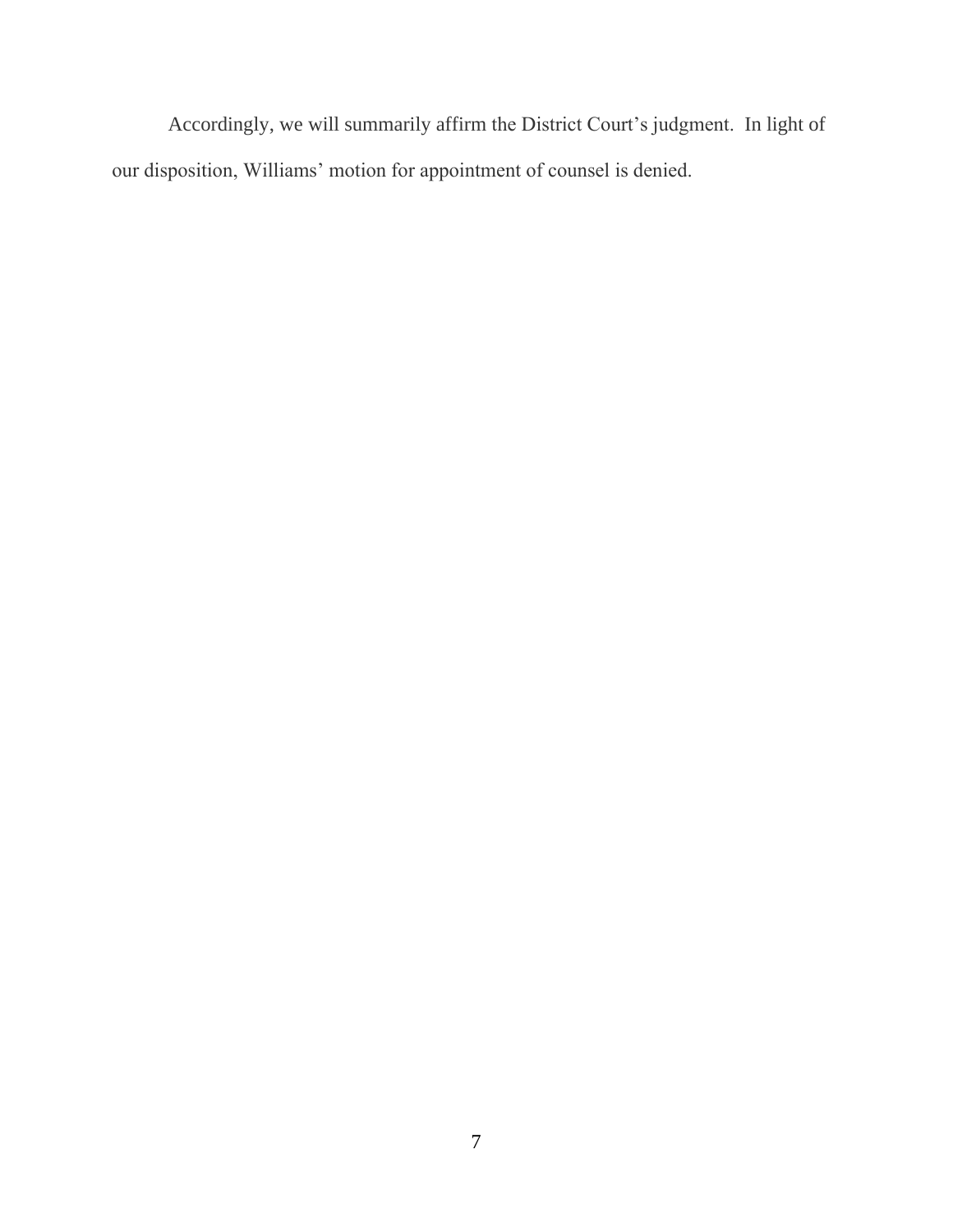Accordingly, we will summarily affirm the District Court's judgment. In light of our disposition, Williams' motion for appointment of counsel is denied.